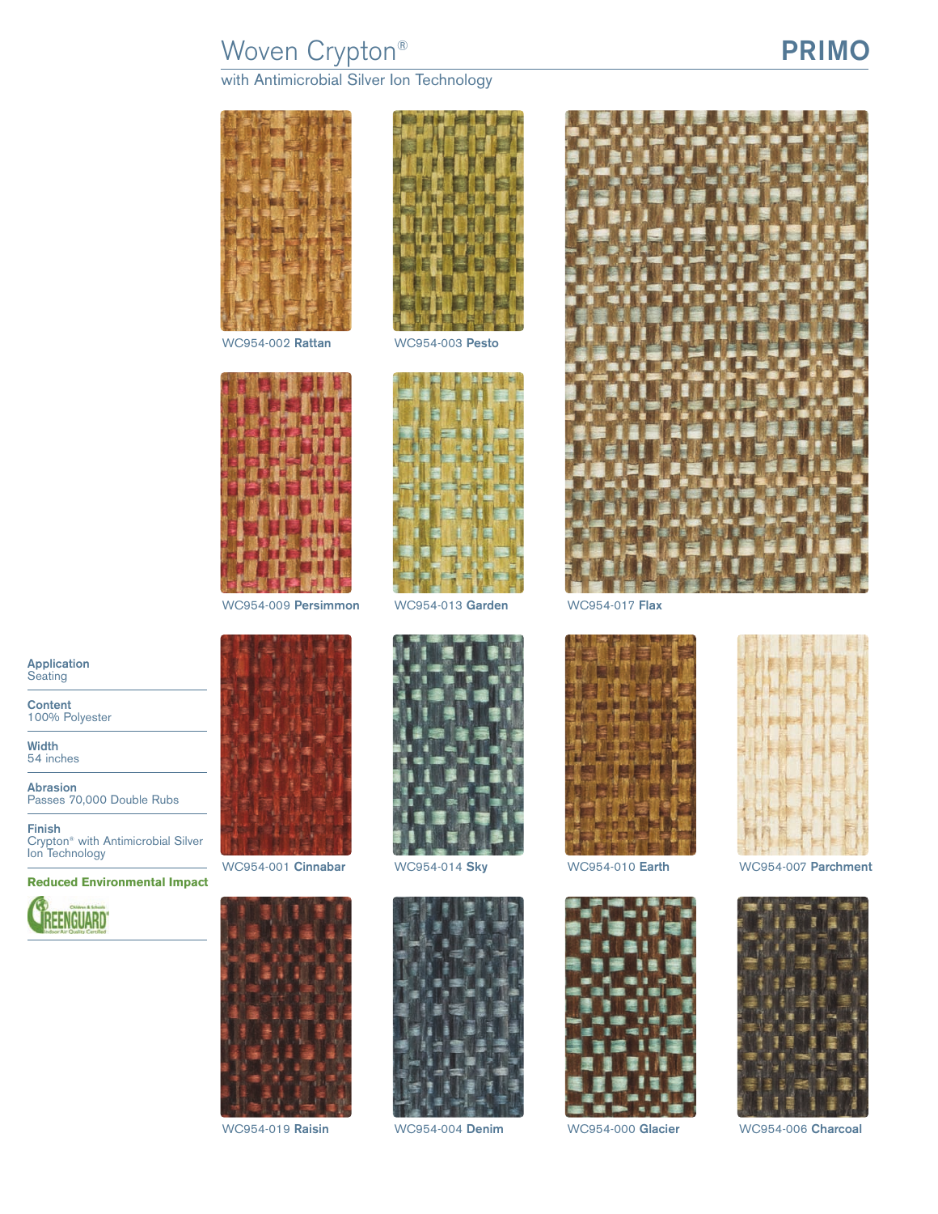# Woven Crypton®

with Antimicrobial Silver Ion Technology

## PRIMO

WC954-002 **Rattan**

WC954-003 **Pesto**

WC954-009 **Persimmon**

WC954-013 **Garden**

WC954-017 **Flax**

WC954-001 **Cinnabar**

WC954-014 **Sky**

WC954-010 **Earth**

WC954-007 **Parchment**

WC954-019 **Raisin**

WC954-004 **Denim**

WC954-000 **Glacier**

WC954-006 **Charcoal**

**Application**
Seating

**Content**
100% Polyester

**Width**
54 inches

**Abrasion**
Passes 70,000 Double Rubs

**Finish**
Crypton® with Antimicrobial Silver Ion Technology

**Reduced Environmental Impact**

GREENGUARD Children & Schools Indoor Air Quality Certified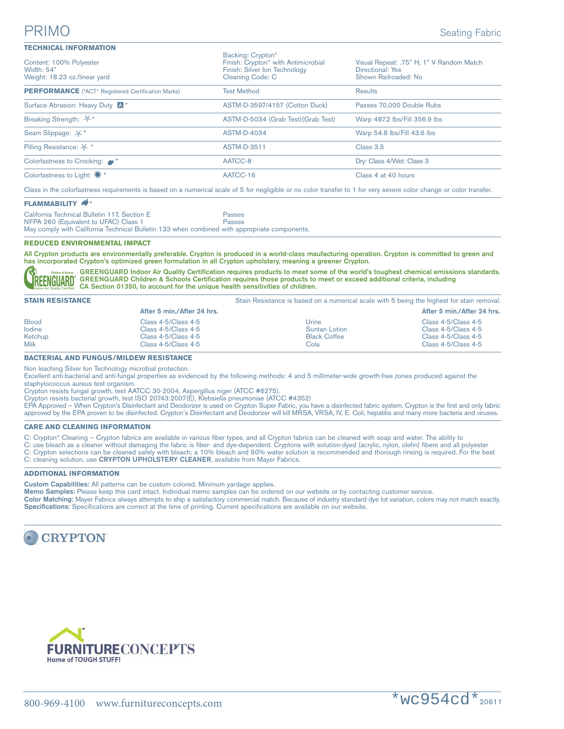# PRIMO

Seating Fabric

## TECHNICAL INFORMATION

| | | |
|---|---|---|
| Content: 100% Polyester<br>Width: 54"<br>Weight: 18.23 oz./linear yard | Backing: Crypton®<br>Finish: Crypton® with Antimicrobial<br>Finish: Silver Ion Technology<br>Cleaning Code: C | Visual Repeat: .75" H, 1" V Random Match<br>Directional: Yes<br>Shown Railroaded: No |

| **PERFORMANCE** (*ACT® Registered Certification Marks) | Test Method | Results |
|---|---|---|
| Surface Abrasion: Heavy Duty * | ASTM-D-3597/4157 (Cotton Duck) | Passes 70,000 Double Rubs |
| Breaking Strength: * | ASTM-D-5034 (Grab Test)(Grab Test) | Warp 487.2 lbs/Fill 356.9 lbs |
| Seam Slippage: * | ASTM-D-4034 | Warp 54.8 lbs/Fill 43.6 lbs |
| Pilling Resistance: * | ASTM-D-3511 | Class 3.5 |
| Colorfastness to Crocking: * | AATCC-8 | Dry: Class 4/Wet: Class 3 |
| Colorfastness to Light: * | AATCC-16 | Class 4 at 40 hours |

Class in the colorfastness requirements is based on a numerical scale of 5 for negligible or no color transfer to 1 for very severe color change or color transfer.

## FLAMMABILITY *

| | |
|---|---|
| California Technical Bulletin 117, Section E | Passes |
| NFPA 260 (Equivalent to UFAC) Class 1 | Passes |

May comply with California Technical Bulletin 133 when combined with appropriate components.

## REDUCED ENVIRONMENTAL IMPACT

**All Crypton products are environmentally preferable. Crypton is produced in a world-class maufacturing operation. Crypton is committed to green and has incorporated Crypton's optimized green formulation in all Crypton upholstery, meaning a greener Crypton.**

**GREENGUARD Indoor Air Quality Certification requires products to meet some of the world's toughest chemical emissions standards. GREENGUARD Children & Schools Certification requires those products to meet or exceed additional criteria, including CA Section 01350, to account for the unique health sensitivities of children.**

## STAIN RESISTANCE

Stain Resistance is based on a numerical scale with 5 being the highest for stain removal.

| | After 5 min./After 24 hrs. | | After 5 min./After 24 hrs. |
|---|---|---|---|
| Blood | Class 4-5/Class 4-5 | Urine | Class 4-5/Class 4-5 |
| Iodine | Class 4-5/Class 4-5 | Suntan Lotion | Class 4-5/Class 4-5 |
| Ketchup | Class 4-5/Class 4-5 | Black Coffee | Class 4-5/Class 4-5 |
| Milk | Class 4-5/Class 4-5 | Cola | Class 4-5/Class 4-5 |

## BACTERIAL AND FUNGUS/MILDEW RESISTANCE

Non leaching Silver Ion Technology microbial protection.
Excellent anti-bacterial and anti-fungal properties as evidenced by the following methods: 4 and 5 millimeter-wide growth-free zones produced against the staphylococcus aureus test organism.
Crypton resists fungal growth, test AATCC 30-2004, Aspergillus niger (ATCC #6275).
Crypton resists bacterial growth, test ISO 20743:2007(E), Klebsiella pneumoniae (ATCC #4352)
EPA Approved – When Crypton's Disinfectant and Deodorizer is used on Crypton Super Fabric, you have a disinfected fabric system. Crypton is the first and only fabric approved by the EPA proven to be disinfected. Crypton's Disinfectant and Deodorizer will kill MRSA, VRSA, IV, E. Coli, hepatitis and many more bacteria and viruses.

## CARE AND CLEANING INFORMATION

C: Crypton® Cleaning – Crypton fabrics are available in various fiber types, and all Crypton fabrics can be cleaned with soap and water. The ability to
C: use bleach as a cleaner without damaging the fabric is fiber- and dye-dependent. Cryptons with solution-dyed (acrylic, nylon, olefin) fibers and all polyester
C: Crypton selections can be cleaned safely with bleach; a 10% bleach and 90% water solution is recommended and thorough rinsing is required. For the best
C: cleaning solution, use **CRYPTON UPHOLSTERY CLEANER**, available from Mayer Fabrics.

## ADDITIONAL INFORMATION

**Custom Capabilities:** All patterns can be custom colored. Minimum yardage applies.
**Memo Samples:** Please keep this card intact. Individual memo samples can be ordered on our website or by contacting customer service.
**Color Matching:** Mayer Fabrics always attempts to ship a satisfactory commercial match. Because of industry standard dye lot variation, colors may not match exactly.
**Specifications:** Specifications are correct at the time of printing. Current specifications are available on our website.

CRYPTON

FURNITURECONCEPTS
Home of TOUGH STUFF!

800-969-4100 www.furnitureconcepts.com

*wc954cd* 20611